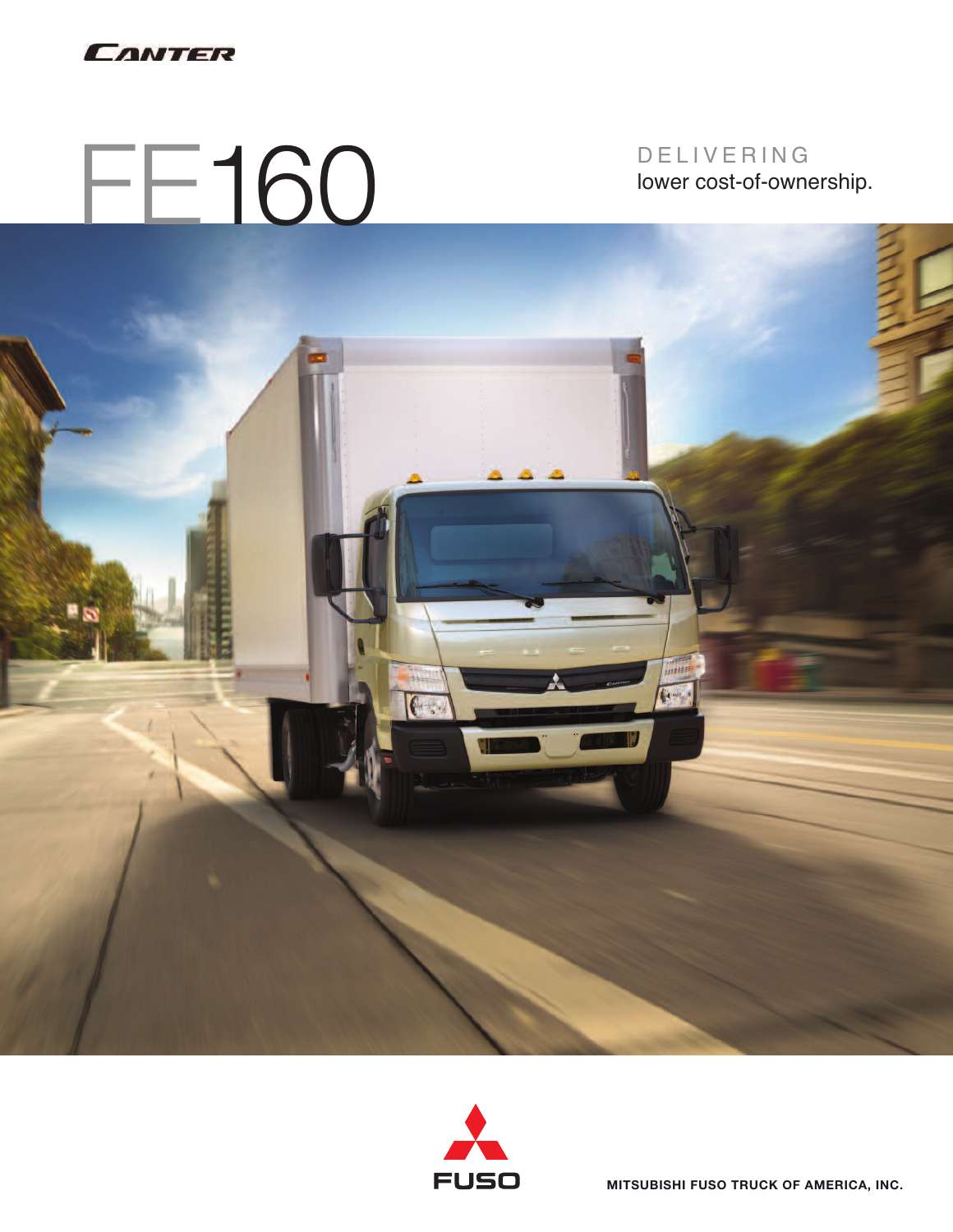CANTER

# FE160

DELIVERING
lower cost-of-ownership.

FUSO

MITSUBISHI FUSO TRUCK OF AMERICA, INC.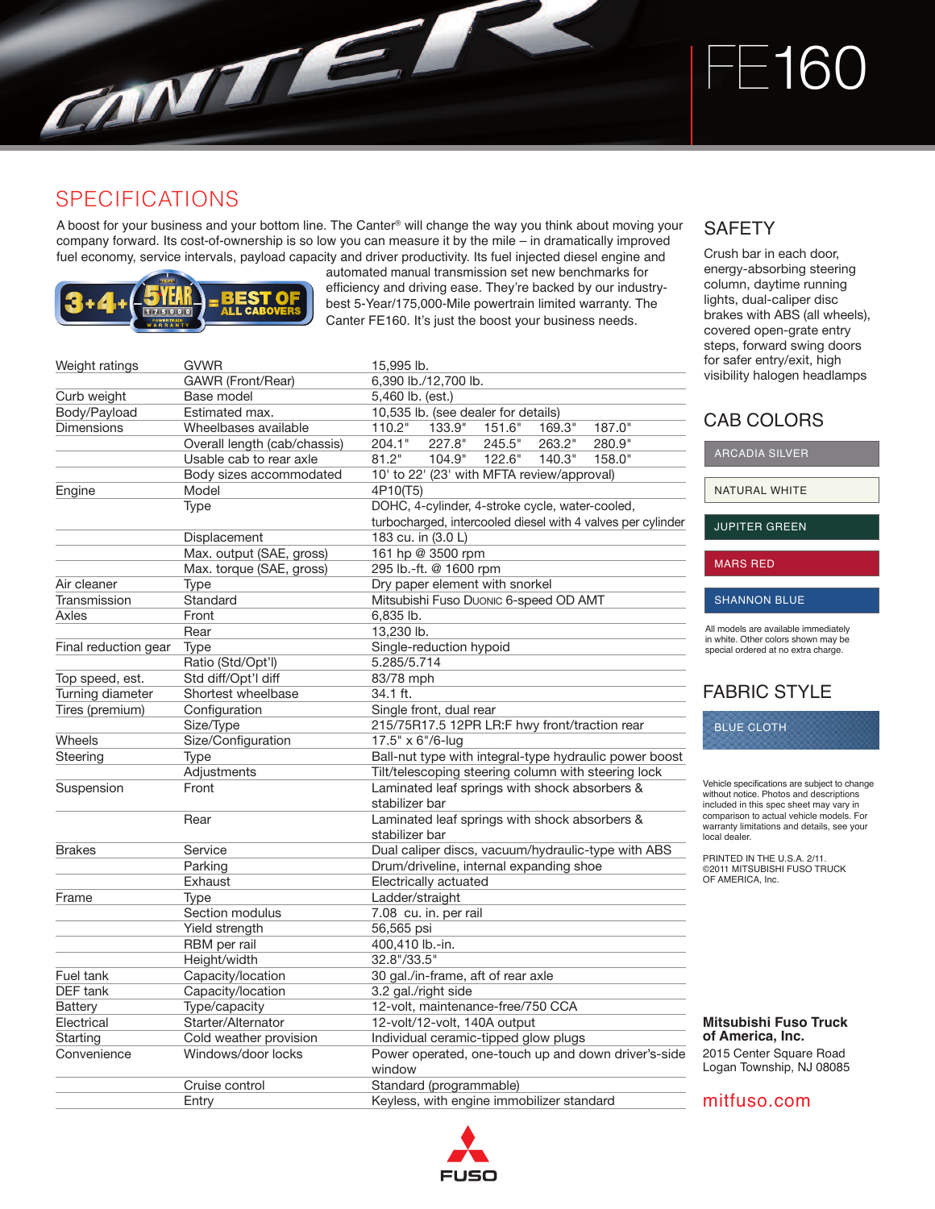# FE160

## SPECIFICATIONS

A boost for your business and your bottom line. The Canter® will change the way you think about moving your company forward. Its cost-of-ownership is so low you can measure it by the mile – in dramatically improved fuel economy, service intervals, payload capacity and driver productivity. Its fuel injected diesel engine and automated manual transmission set new benchmarks for efficiency and driving ease. They're backed by our industry-best 5-Year/175,000-Mile powertrain limited warranty. The Canter FE160. It's just the boost your business needs.

3+4+5 YEAR 175000 POWERTRAIN WARRANTY = BEST OF ALL CABOVERS

| | | |
|---|---|---|
| Weight ratings | GVWR | 15,995 lb. |
| | GAWR (Front/Rear) | 6,390 lb./12,700 lb. |
| Curb weight | Base model | 5,460 lb. (est.) |
| Body/Payload | Estimated max. | 10,535 lb. (see dealer for details) |
| Dimensions | Wheelbases available | 110.2" 133.9" 151.6" 169.3" 187.0" |
| | Overall length (cab/chassis) | 204.1" 227.8" 245.5" 263.2" 280.9" |
| | Usable cab to rear axle | 81.2" 104.9" 122.6" 140.3" 158.0" |
| | Body sizes accommodated | 10' to 22' (23' with MFTA review/approval) |
| Engine | Model | 4P10(T5) |
| | Type | DOHC, 4-cylinder, 4-stroke cycle, water-cooled, turbocharged, intercooled diesel with 4 valves per cylinder |
| | Displacement | 183 cu. in (3.0 L) |
| | Max. output (SAE, gross) | 161 hp @ 3500 rpm |
| | Max. torque (SAE, gross) | 295 lb.-ft. @ 1600 rpm |
| Air cleaner | Type | Dry paper element with snorkel |
| Transmission | Standard | Mitsubishi Fuso Duonic 6-speed OD AMT |
| Axles | Front | 6,835 lb. |
| | Rear | 13,230 lb. |
| Final reduction gear | Type | Single-reduction hypoid |
| | Ratio (Std/Opt'l) | 5.285/5.714 |
| Top speed, est. | Std diff/Opt'l diff | 83/78 mph |
| Turning diameter | Shortest wheelbase | 34.1 ft. |
| Tires (premium) | Configuration | Single front, dual rear |
| | Size/Type | 215/75R17.5 12PR LR:F hwy front/traction rear |
| Wheels | Size/Configuration | 17.5" x 6"/6-lug |
| Steering | Type | Ball-nut type with integral-type hydraulic power boost |
| | Adjustments | Tilt/telescoping steering column with steering lock |
| Suspension | Front | Laminated leaf springs with shock absorbers & stabilizer bar |
| | Rear | Laminated leaf springs with shock absorbers & stabilizer bar |
| Brakes | Service | Dual caliper discs, vacuum/hydraulic-type with ABS |
| | Parking | Drum/driveline, internal expanding shoe |
| | Exhaust | Electrically actuated |
| Frame | Type | Ladder/straight |
| | Section modulus | 7.08 cu. in. per rail |
| | Yield strength | 56,565 psi |
| | RBM per rail | 400,410 lb.-in. |
| | Height/width | 32.8"/33.5" |
| Fuel tank | Capacity/location | 30 gal./in-frame, aft of rear axle |
| DEF tank | Capacity/location | 3.2 gal./right side |
| Battery | Type/capacity | 12-volt, maintenance-free/750 CCA |
| Electrical | Starter/Alternator | 12-volt/12-volt, 140A output |
| Starting | Cold weather provision | Individual ceramic-tipped glow plugs |
| Convenience | Windows/door locks | Power operated, one-touch up and down driver's-side window |
| | Cruise control | Standard (programmable) |
| | Entry | Keyless, with engine immobilizer standard |

## SAFETY

Crush bar in each door, energy-absorbing steering column, daytime running lights, dual-caliper disc brakes with ABS (all wheels), covered open-grate entry steps, forward swing doors for safer entry/exit, high visibility halogen headlamps

## CAB COLORS

- ARCADIA SILVER
- NATURAL WHITE
- JUPITER GREEN
- MARS RED
- SHANNON BLUE

All models are available immediately in white. Other colors shown may be special ordered at no extra charge.

## FABRIC STYLE

- BLUE CLOTH

Vehicle specifications are subject to change without notice. Photos and descriptions included in this spec sheet may vary in comparison to actual vehicle models. For warranty limitations and details, see your local dealer.

PRINTED IN THE U.S.A. 2/11.
©2011 MITSUBISHI FUSO TRUCK OF AMERICA, Inc.

**Mitsubishi Fuso Truck of America, Inc.**
2015 Center Square Road
Logan Township, NJ 08085

mitfuso.com

FUSO